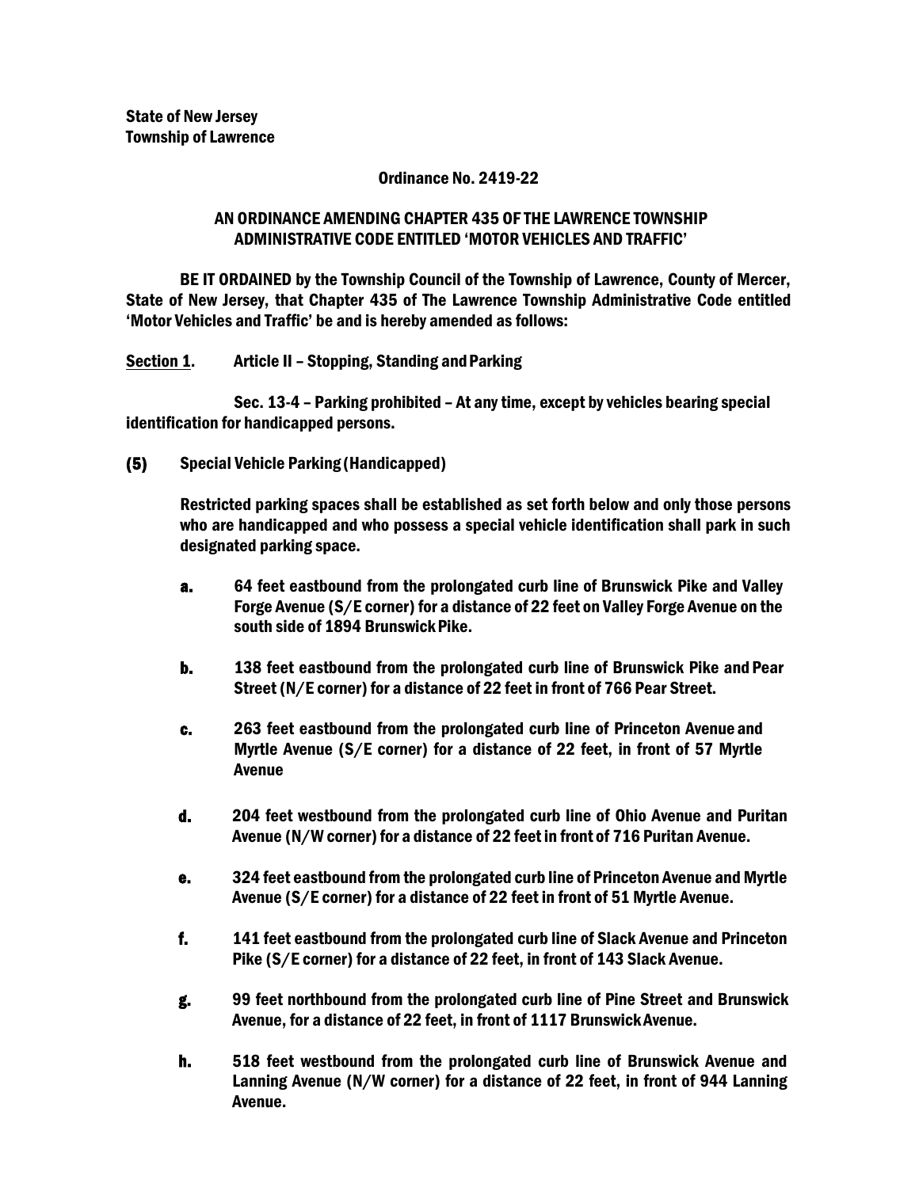**State of New Jersey**
**Township of Lawrence**

**Ordinance No. 2419-22**

**AN ORDINANCE AMENDING CHAPTER 435 OF THE LAWRENCE TOWNSHIP ADMINISTRATIVE CODE ENTITLED 'MOTOR VEHICLES AND TRAFFIC'**

**BE IT ORDAINED by the Township Council of the Township of Lawrence, County of Mercer, State of New Jersey, that Chapter 435 of The Lawrence Township Administrative Code entitled 'Motor Vehicles and Traffic' be and is hereby amended as follows:**

**<u>Section 1</u>. Article II – Stopping, Standing and Parking**

**Sec. 13-4 – Parking prohibited – At any time, except by vehicles bearing special identification for handicapped persons.**

**(5) Special Vehicle Parking (Handicapped)**

**Restricted parking spaces shall be established as set forth below and only those persons who are handicapped and who possess a special vehicle identification shall park in such designated parking space.**

**a.** **64 feet eastbound from the prolongated curb line of Brunswick Pike and Valley Forge Avenue (S/E corner) for a distance of 22 feet on Valley Forge Avenue on the south side of 1894 Brunswick Pike.**

**b.** **138 feet eastbound from the prolongated curb line of Brunswick Pike and Pear Street (N/E corner) for a distance of 22 feet in front of 766 Pear Street.**

**c.** **263 feet eastbound from the prolongated curb line of Princeton Avenue and Myrtle Avenue (S/E corner) for a distance of 22 feet, in front of 57 Myrtle Avenue**

**d.** **204 feet westbound from the prolongated curb line of Ohio Avenue and Puritan Avenue (N/W corner) for a distance of 22 feet in front of 716 Puritan Avenue.**

**e.** **324 feet eastbound from the prolongated curb line of Princeton Avenue and Myrtle Avenue (S/E corner) for a distance of 22 feet in front of 51 Myrtle Avenue.**

**f.** **141 feet eastbound from the prolongated curb line of Slack Avenue and Princeton Pike (S/E corner) for a distance of 22 feet, in front of 143 Slack Avenue.**

**g.** **99 feet northbound from the prolongated curb line of Pine Street and Brunswick Avenue, for a distance of 22 feet, in front of 1117 Brunswick Avenue.**

**h.** **518 feet westbound from the prolongated curb line of Brunswick Avenue and Lanning Avenue (N/W corner) for a distance of 22 feet, in front of 944 Lanning Avenue.**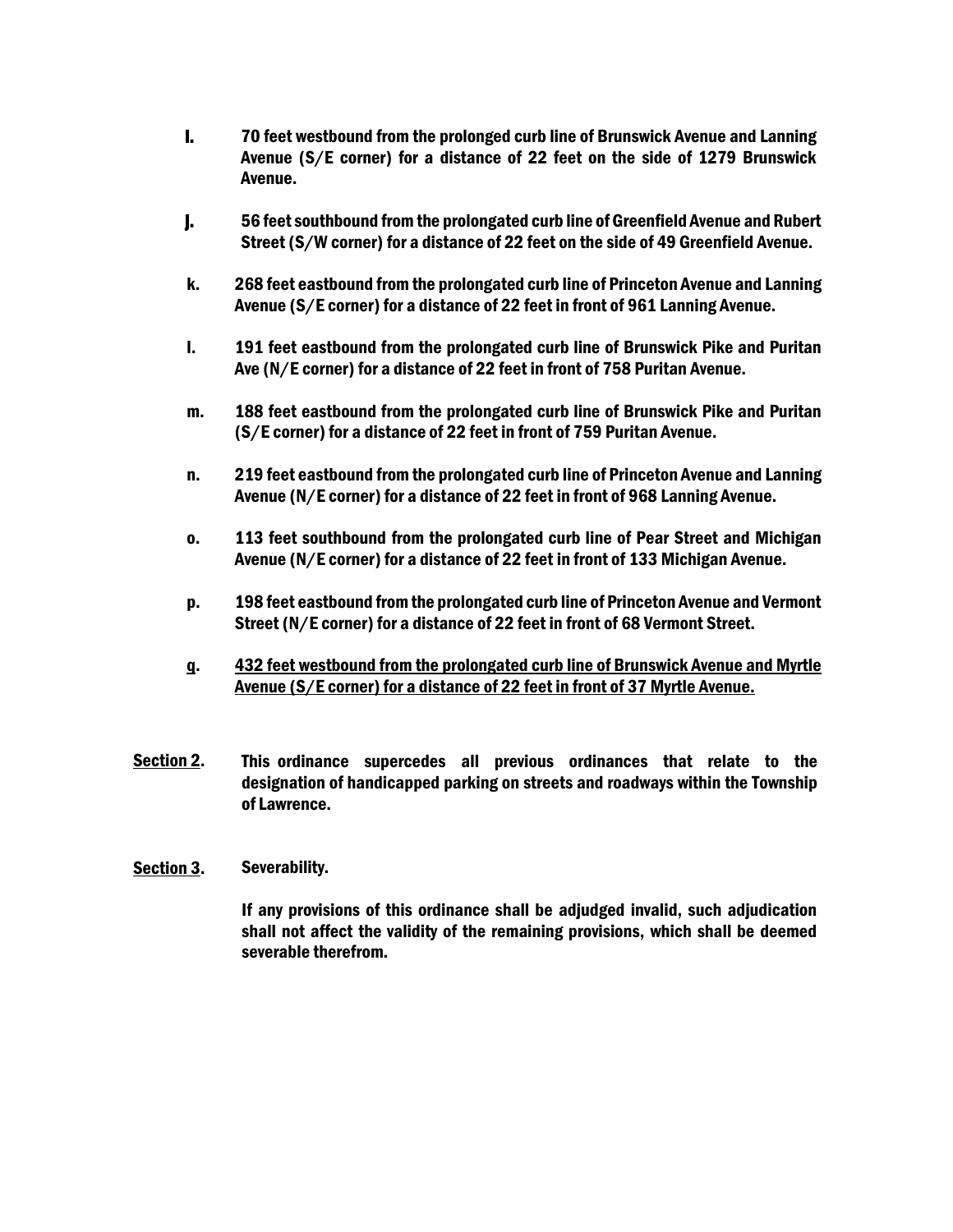i. 70 feet westbound from the prolonged curb line of Brunswick Avenue and Lanning Avenue (S/E corner) for a distance of 22 feet on the side of 1279 Brunswick Avenue.

j. 56 feet southbound from the prolongated curb line of Greenfield Avenue and Rubert Street (S/W corner) for a distance of 22 feet on the side of 49 Greenfield Avenue.

k. 268 feet eastbound from the prolongated curb line of Princeton Avenue and Lanning Avenue (S/E corner) for a distance of 22 feet in front of 961 Lanning Avenue.

l. 191 feet eastbound from the prolongated curb line of Brunswick Pike and Puritan Ave (N/E corner) for a distance of 22 feet in front of 758 Puritan Avenue.

m. 188 feet eastbound from the prolongated curb line of Brunswick Pike and Puritan (S/E corner) for a distance of 22 feet in front of 759 Puritan Avenue.

n. 219 feet eastbound from the prolongated curb line of Princeton Avenue and Lanning Avenue (N/E corner) for a distance of 22 feet in front of 968 Lanning Avenue.

o. 113 feet southbound from the prolongated curb line of Pear Street and Michigan Avenue (N/E corner) for a distance of 22 feet in front of 133 Michigan Avenue.

p. 198 feet eastbound from the prolongated curb line of Princeton Avenue and Vermont Street (N/E corner) for a distance of 22 feet in front of 68 Vermont Street.

q. 432 feet westbound from the prolongated curb line of Brunswick Avenue and Myrtle Avenue (S/E corner) for a distance of 22 feet in front of 37 Myrtle Avenue.

**Section 2.** This ordinance supercedes all previous ordinances that relate to the designation of handicapped parking on streets and roadways within the Township of Lawrence.

**Section 3.** Severability.

If any provisions of this ordinance shall be adjudged invalid, such adjudication shall not affect the validity of the remaining provisions, which shall be deemed severable therefrom.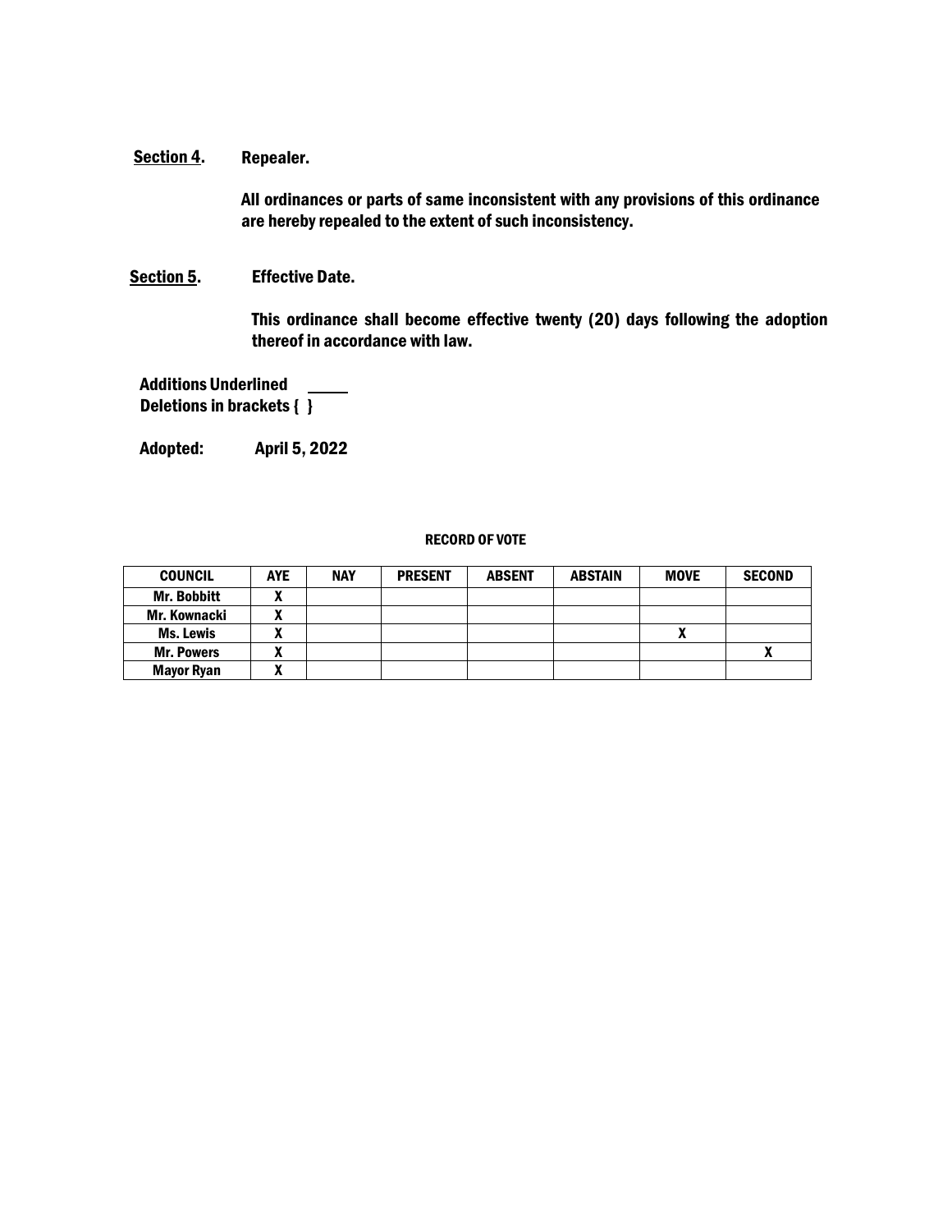**Section 4.** **Repealer.**

All ordinances or parts of same inconsistent with any provisions of this ordinance are hereby repealed to the extent of such inconsistency.

**Section 5.** **Effective Date.**

This ordinance shall become effective twenty (20) days following the adoption thereof in accordance with law.

**Additions Underlined** _____
**Deletions in brackets { }**

**Adopted:** **April 5, 2022**

**RECORD OF VOTE**

| COUNCIL | AYE | NAY | PRESENT | ABSENT | ABSTAIN | MOVE | SECOND |
|---|---|---|---|---|---|---|---|
| Mr. Bobbitt | X | | | | | | |
| Mr. Kownacki | X | | | | | | |
| Ms. Lewis | X | | | | | X | |
| Mr. Powers | X | | | | | | X |
| Mayor Ryan | X | | | | | | |